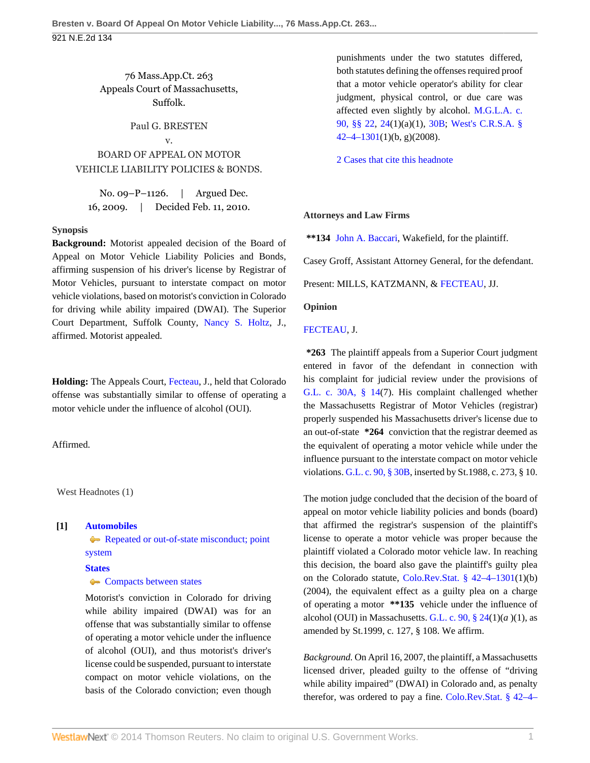76 Mass.App.Ct. 263
Appeals Court of Massachusetts,
Suffolk.

Paul G. BRESTEN
v.
BOARD OF APPEAL ON MOTOR VEHICLE LIABILITY POLICIES & BONDS.

No. 09–P–1126. | Argued Dec. 16, 2009. | Decided Feb. 11, 2010.

## Synopsis

**Background:** Motorist appealed decision of the Board of Appeal on Motor Vehicle Liability Policies and Bonds, affirming suspension of his driver's license by Registrar of Motor Vehicles, pursuant to interstate compact on motor vehicle violations, based on motorist's conviction in Colorado for driving while ability impaired (DWAI). The Superior Court Department, Suffolk County, Nancy S. Holtz, J., affirmed. Motorist appealed.

**Holding:** The Appeals Court, Fecteau, J., held that Colorado offense was substantially similar to offense of operating a motor vehicle under the influence of alcohol (OUI).

Affirmed.

West Headnotes (1)

**[1]** **Automobiles**
Repeated or out-of-state misconduct; point system
**States**
Compacts between states

Motorist's conviction in Colorado for driving while ability impaired (DWAI) was for an offense that was substantially similar to offense of operating a motor vehicle under the influence of alcohol (OUI), and thus motorist's driver's license could be suspended, pursuant to interstate compact on motor vehicle violations, on the basis of the Colorado conviction; even though punishments under the two statutes differed, both statutes defining the offenses required proof that a motor vehicle operator's ability for clear judgment, physical control, or due care was affected even slightly by alcohol. M.G.L.A. c. 90, §§ 22, 24(1)(a)(1), 30B; West's C.R.S.A. § 42–4–1301(1)(b, g)(2008).

2 Cases that cite this headnote

## Attorneys and Law Firms

**\*\*134** John A. Baccari, Wakefield, for the plaintiff.

Casey Groff, Assistant Attorney General, for the defendant.

Present: MILLS, KATZMANN, & FECTEAU, JJ.

## Opinion

FECTEAU, J.

**\*263** The plaintiff appeals from a Superior Court judgment entered in favor of the defendant in connection with his complaint for judicial review under the provisions of G.L. c. 30A, § 14(7). His complaint challenged whether the Massachusetts Registrar of Motor Vehicles (registrar) properly suspended his Massachusetts driver's license due to an out-of-state **\*264** conviction that the registrar deemed as the equivalent of operating a motor vehicle while under the influence pursuant to the interstate compact on motor vehicle violations. G.L. c. 90, § 30B, inserted by St.1988, c. 273, § 10.

The motion judge concluded that the decision of the board of appeal on motor vehicle liability policies and bonds (board) that affirmed the registrar's suspension of the plaintiff's license to operate a motor vehicle was proper because the plaintiff violated a Colorado motor vehicle law. In reaching this decision, the board also gave the plaintiff's guilty plea on the Colorado statute, Colo.Rev.Stat. § 42–4–1301(1)(b) (2004), the equivalent effect as a guilty plea on a charge of operating a motor **\*\*135** vehicle under the influence of alcohol (OUI) in Massachusetts. G.L. c. 90, § 24(1)(*a*)(1), as amended by St.1999, c. 127, § 108. We affirm.

*Background.* On April 16, 2007, the plaintiff, a Massachusetts licensed driver, pleaded guilty to the offense of "driving while ability impaired" (DWAI) in Colorado and, as penalty therefor, was ordered to pay a fine. Colo.Rev.Stat. § 42–4–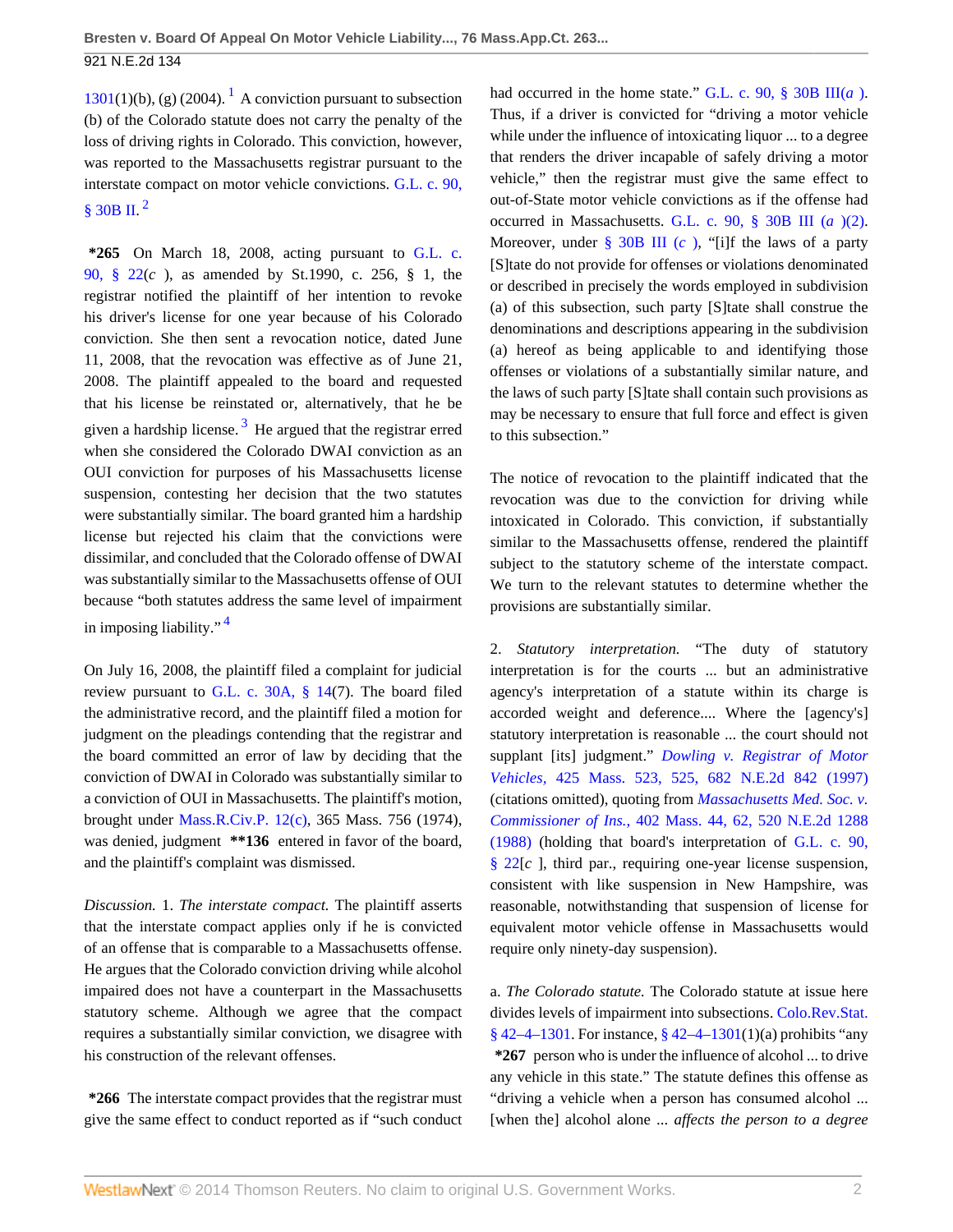1301(1)(b), (g) (2004).[1] A conviction pursuant to subsection (b) of the Colorado statute does not carry the penalty of the loss of driving rights in Colorado. This conviction, however, was reported to the Massachusetts registrar pursuant to the interstate compact on motor vehicle convictions. G.L. c. 90, § 30B II.[2]

**\*265** On March 18, 2008, acting pursuant to G.L. c. 90, § 22(*c* ), as amended by St.1990, c. 256, § 1, the registrar notified the plaintiff of her intention to revoke his driver's license for one year because of his Colorado conviction. She then sent a revocation notice, dated June 11, 2008, that the revocation was effective as of June 21, 2008. The plaintiff appealed to the board and requested that his license be reinstated or, alternatively, that he be given a hardship license.[3] He argued that the registrar erred when she considered the Colorado DWAI conviction as an OUI conviction for purposes of his Massachusetts license suspension, contesting her decision that the two statutes were substantially similar. The board granted him a hardship license but rejected his claim that the convictions were dissimilar, and concluded that the Colorado offense of DWAI was substantially similar to the Massachusetts offense of OUI because "both statutes address the same level of impairment in imposing liability."[4]

On July 16, 2008, the plaintiff filed a complaint for judicial review pursuant to G.L. c. 30A, § 14(7). The board filed the administrative record, and the plaintiff filed a motion for judgment on the pleadings contending that the registrar and the board committed an error of law by deciding that the conviction of DWAI in Colorado was substantially similar to a conviction of OUI in Massachusetts. The plaintiff's motion, brought under Mass.R.Civ.P. 12(c), 365 Mass. 756 (1974), was denied, judgment **\*\*136** entered in favor of the board, and the plaintiff's complaint was dismissed.

*Discussion.* 1. *The interstate compact.* The plaintiff asserts that the interstate compact applies only if he is convicted of an offense that is comparable to a Massachusetts offense. He argues that the Colorado conviction driving while alcohol impaired does not have a counterpart in the Massachusetts statutory scheme. Although we agree that the compact requires a substantially similar conviction, we disagree with his construction of the relevant offenses.

**\*266** The interstate compact provides that the registrar must give the same effect to conduct reported as if "such conduct had occurred in the home state." G.L. c. 90, § 30B III(*a* ). Thus, if a driver is convicted for "driving a motor vehicle while under the influence of intoxicating liquor ... to a degree that renders the driver incapable of safely driving a motor vehicle," then the registrar must give the same effect to out-of-State motor vehicle convictions as if the offense had occurred in Massachusetts. G.L. c. 90, § 30B III (*a* )(2). Moreover, under § 30B III (*c* ), "[i]f the laws of a party [S]tate do not provide for offenses or violations denominated or described in precisely the words employed in subdivision (a) of this subsection, such party [S]tate shall construe the denominations and descriptions appearing in the subdivision (a) hereof as being applicable to and identifying those offenses or violations of a substantially similar nature, and the laws of such party [S]tate shall contain such provisions as may be necessary to ensure that full force and effect is given to this subsection."

The notice of revocation to the plaintiff indicated that the revocation was due to the conviction for driving while intoxicated in Colorado. This conviction, if substantially similar to the Massachusetts offense, rendered the plaintiff subject to the statutory scheme of the interstate compact. We turn to the relevant statutes to determine whether the provisions are substantially similar.

2. *Statutory interpretation.* "The duty of statutory interpretation is for the courts ... but an administrative agency's interpretation of a statute within its charge is accorded weight and deference.... Where the [agency's] statutory interpretation is reasonable ... the court should not supplant [its] judgment." *Dowling v. Registrar of Motor Vehicles,* 425 Mass. 523, 525, 682 N.E.2d 842 (1997) (citations omitted), quoting from *Massachusetts Med. Soc. v. Commissioner of Ins.,* 402 Mass. 44, 62, 520 N.E.2d 1288 (1988) (holding that board's interpretation of G.L. c. 90, § 22[*c* ], third par., requiring one-year license suspension, consistent with like suspension in New Hampshire, was reasonable, notwithstanding that suspension of license for equivalent motor vehicle offense in Massachusetts would require only ninety-day suspension).

a. *The Colorado statute.* The Colorado statute at issue here divides levels of impairment into subsections. Colo.Rev.Stat. § 42–4–1301. For instance, § 42–4–1301(1)(a) prohibits "any **\*267** person who is under the influence of alcohol ... to drive any vehicle in this state." The statute defines this offense as "driving a vehicle when a person has consumed alcohol ... [when the] alcohol alone ... *affects the person to a degree*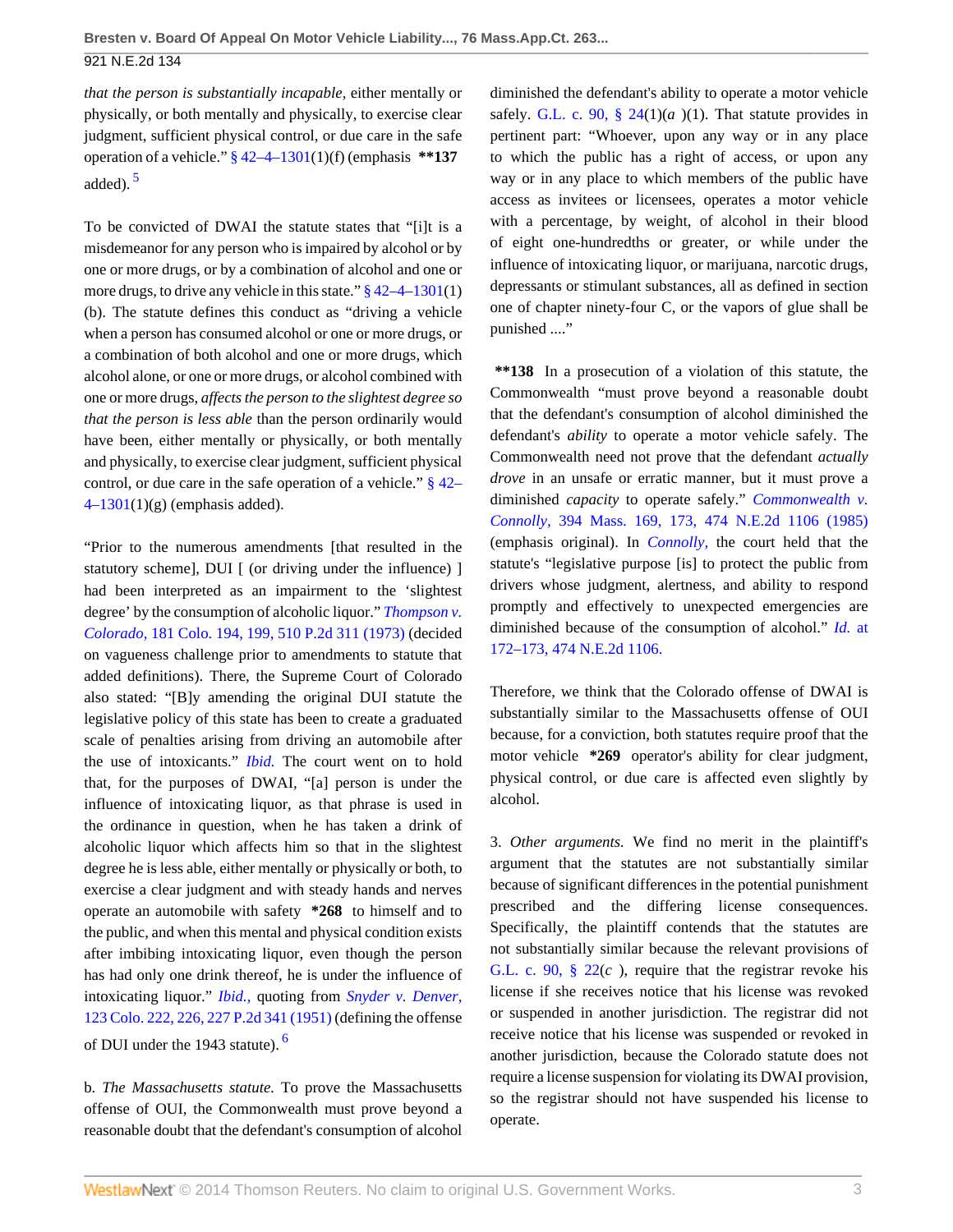*that the person is substantially incapable,* either mentally or physically, or both mentally and physically, to exercise clear judgment, sufficient physical control, or due care in the safe operation of a vehicle." § 42–4–1301(1)(f) (emphasis **137 added).[5]

To be convicted of DWAI the statute states that "[i]t is a misdemeanor for any person who is impaired by alcohol or by one or more drugs, or by a combination of alcohol and one or more drugs, to drive any vehicle in this state." § 42–4–1301(1)(b). The statute defines this conduct as "driving a vehicle when a person has consumed alcohol or one or more drugs, or a combination of both alcohol and one or more drugs, which alcohol alone, or one or more drugs, or alcohol combined with one or more drugs, *affects the person to the slightest degree so that the person is less able* than the person ordinarily would have been, either mentally or physically, or both mentally and physically, to exercise clear judgment, sufficient physical control, or due care in the safe operation of a vehicle." § 42–4–1301(1)(g) (emphasis added).

"Prior to the numerous amendments [that resulted in the statutory scheme], DUI [ (or driving under the influence) ] had been interpreted as an impairment to the 'slightest degree' by the consumption of alcoholic liquor." *Thompson v. Colorado,* 181 Colo. 194, 199, 510 P.2d 311 (1973) (decided on vagueness challenge prior to amendments to statute that added definitions). There, the Supreme Court of Colorado also stated: "[B]y amending the original DUI statute the legislative policy of this state has been to create a graduated scale of penalties arising from driving an automobile after the use of intoxicants." *Ibid.* The court went on to hold that, for the purposes of DWAI, "[a] person is under the influence of intoxicating liquor, as that phrase is used in the ordinance in question, when he has taken a drink of alcoholic liquor which affects him so that in the slightest degree he is less able, either mentally or physically or both, to exercise a clear judgment and with steady hands and nerves operate an automobile with safety *268 to himself and to the public, and when this mental and physical condition exists after imbibing intoxicating liquor, even though the person has had only one drink thereof, he is under the influence of intoxicating liquor." *Ibid.,* quoting from *Snyder v. Denver,* 123 Colo. 222, 226, 227 P.2d 341 (1951) (defining the offense of DUI under the 1943 statute).[6]

b. *The Massachusetts statute.* To prove the Massachusetts offense of OUI, the Commonwealth must prove beyond a reasonable doubt that the defendant's consumption of alcohol diminished the defendant's ability to operate a motor vehicle safely. G.L. c. 90, § 24(1)(*a* )(1). That statute provides in pertinent part: "Whoever, upon any way or in any place to which the public has a right of access, or upon any way or in any place to which members of the public have access as invitees or licensees, operates a motor vehicle with a percentage, by weight, of alcohol in their blood of eight one-hundredths or greater, or while under the influence of intoxicating liquor, or marijuana, narcotic drugs, depressants or stimulant substances, all as defined in section one of chapter ninety-four C, or the vapors of glue shall be punished ...."

**138 In a prosecution of a violation of this statute, the Commonwealth "must prove beyond a reasonable doubt that the defendant's consumption of alcohol diminished the defendant's *ability* to operate a motor vehicle safely. The Commonwealth need not prove that the defendant *actually drove* in an unsafe or erratic manner, but it must prove a diminished *capacity* to operate safely." *Commonwealth v. Connolly,* 394 Mass. 169, 173, 474 N.E.2d 1106 (1985) (emphasis original). In *Connolly,* the court held that the statute's "legislative purpose [is] to protect the public from drivers whose judgment, alertness, and ability to respond promptly and effectively to unexpected emergencies are diminished because of the consumption of alcohol." *Id.* at 172–173, 474 N.E.2d 1106.

Therefore, we think that the Colorado offense of DWAI is substantially similar to the Massachusetts offense of OUI because, for a conviction, both statutes require proof that the motor vehicle *269 operator's ability for clear judgment, physical control, or due care is affected even slightly by alcohol.

3. *Other arguments.* We find no merit in the plaintiff's argument that the statutes are not substantially similar because of significant differences in the potential punishment prescribed and the differing license consequences. Specifically, the plaintiff contends that the statutes are not substantially similar because the relevant provisions of G.L. c. 90, § 22(*c* ), require that the registrar revoke his license if she receives notice that his license was revoked or suspended in another jurisdiction. The registrar did not receive notice that his license was suspended or revoked in another jurisdiction, because the Colorado statute does not require a license suspension for violating its DWAI provision, so the registrar should not have suspended his license to operate.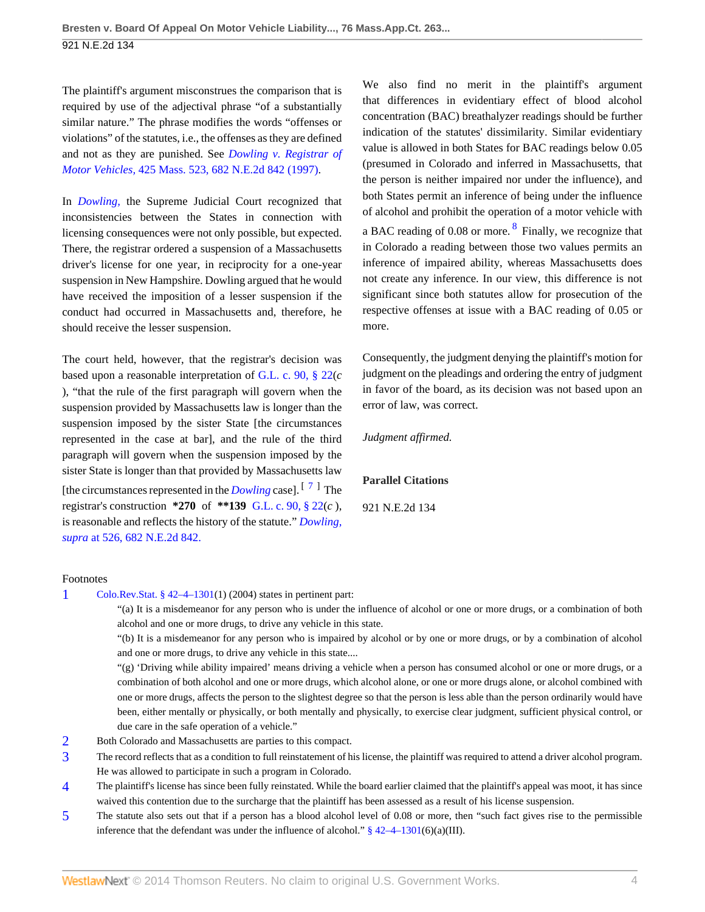The plaintiff's argument misconstrues the comparison that is required by use of the adjectival phrase "of a substantially similar nature." The phrase modifies the words "offenses or violations" of the statutes, i.e., the offenses as they are defined and not as they are punished. See *Dowling v. Registrar of Motor Vehicles,* 425 Mass. 523, 682 N.E.2d 842 (1997).

In *Dowling,* the Supreme Judicial Court recognized that inconsistencies between the States in connection with licensing consequences were not only possible, but expected. There, the registrar ordered a suspension of a Massachusetts driver's license for one year, in reciprocity for a one-year suspension in New Hampshire. Dowling argued that he would have received the imposition of a lesser suspension if the conduct had occurred in Massachusetts and, therefore, he should receive the lesser suspension.

The court held, however, that the registrar's decision was based upon a reasonable interpretation of G.L. c. 90, § 22(*c* ), "that the rule of the first paragraph will govern when the suspension provided by Massachusetts law is longer than the suspension imposed by the sister State [the circumstances represented in the case at bar], and the rule of the third paragraph will govern when the suspension imposed by the sister State is longer than that provided by Massachusetts law [the circumstances represented in the *Dowling* case].[7] The registrar's construction **\*270** of **\*\*139** G.L. c. 90, § 22(*c* ), is reasonable and reflects the history of the statute." *Dowling, supra* at 526, 682 N.E.2d 842.

We also find no merit in the plaintiff's argument that differences in evidentiary effect of blood alcohol concentration (BAC) breathalyzer readings should be further indication of the statutes' dissimilarity. Similar evidentiary value is allowed in both States for BAC readings below 0.05 (presumed in Colorado and inferred in Massachusetts, that the person is neither impaired nor under the influence), and both States permit an inference of being under the influence of alcohol and prohibit the operation of a motor vehicle with a BAC reading of 0.08 or more.[8] Finally, we recognize that in Colorado a reading between those two values permits an inference of impaired ability, whereas Massachusetts does not create any inference. In our view, this difference is not significant since both statutes allow for prosecution of the respective offenses at issue with a BAC reading of 0.05 or more.

Consequently, the judgment denying the plaintiff's motion for judgment on the pleadings and ordering the entry of judgment in favor of the board, as its decision was not based upon an error of law, was correct.

*Judgment affirmed.*

**Parallel Citations**

921 N.E.2d 134

Footnotes

1 Colo.Rev.Stat. § 42–4–1301(1) (2004) states in pertinent part:

"(a) It is a misdemeanor for any person who is under the influence of alcohol or one or more drugs, or a combination of both alcohol and one or more drugs, to drive any vehicle in this state.

"(b) It is a misdemeanor for any person who is impaired by alcohol or by one or more drugs, or by a combination of alcohol and one or more drugs, to drive any vehicle in this state....

"(g) 'Driving while ability impaired' means driving a vehicle when a person has consumed alcohol or one or more drugs, or a combination of both alcohol and one or more drugs, which alcohol alone, or one or more drugs alone, or alcohol combined with one or more drugs, affects the person to the slightest degree so that the person is less able than the person ordinarily would have been, either mentally or physically, or both mentally and physically, to exercise clear judgment, sufficient physical control, or due care in the safe operation of a vehicle."

2 Both Colorado and Massachusetts are parties to this compact.

3 The record reflects that as a condition to full reinstatement of his license, the plaintiff was required to attend a driver alcohol program. He was allowed to participate in such a program in Colorado.

4 The plaintiff's license has since been fully reinstated. While the board earlier claimed that the plaintiff's appeal was moot, it has since waived this contention due to the surcharge that the plaintiff has been assessed as a result of his license suspension.

5 The statute also sets out that if a person has a blood alcohol level of 0.08 or more, then "such fact gives rise to the permissible inference that the defendant was under the influence of alcohol." § 42–4–1301(6)(a)(III).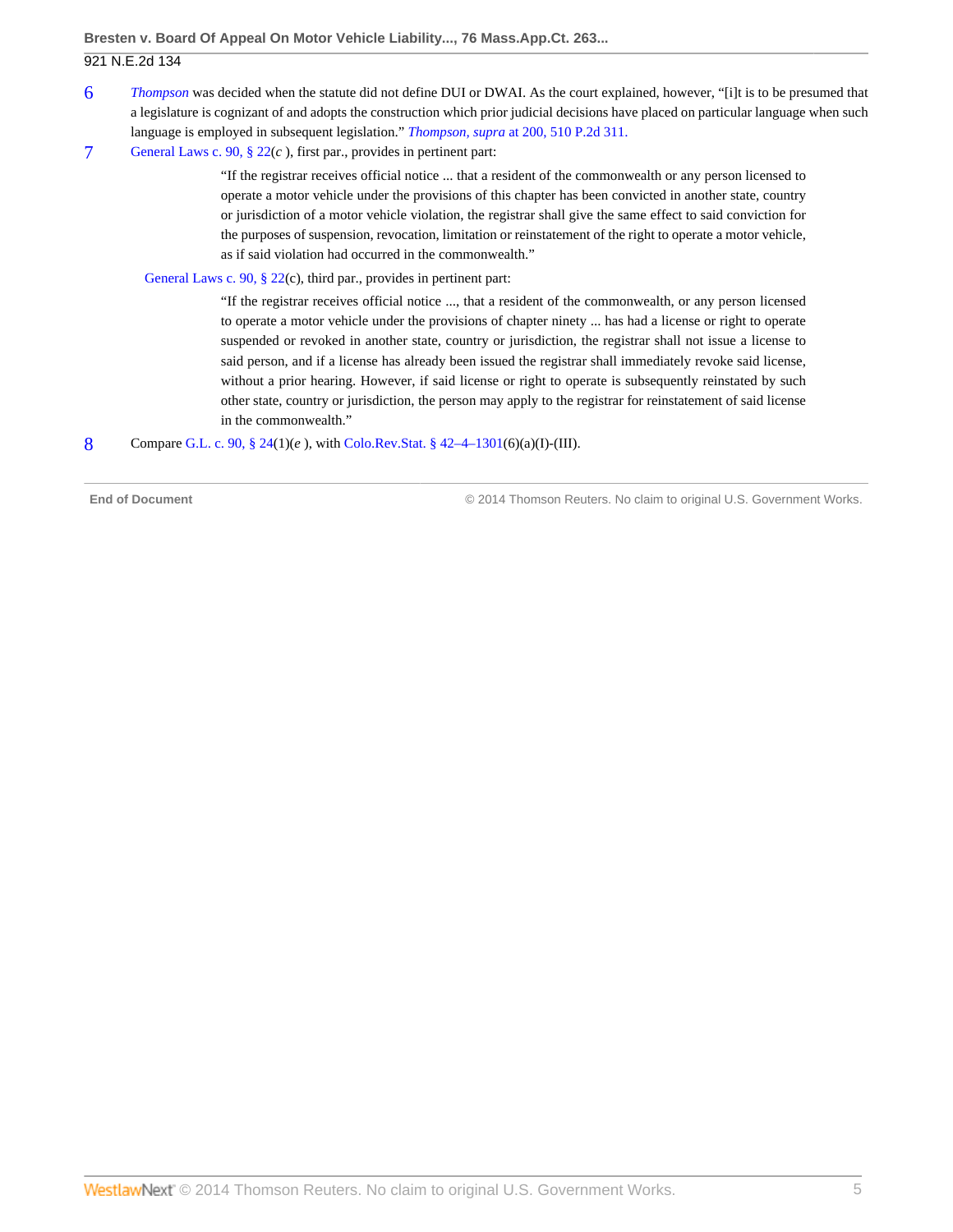6 *Thompson* was decided when the statute did not define DUI or DWAI. As the court explained, however, "[i]t is to be presumed that a legislature is cognizant of and adopts the construction which prior judicial decisions have placed on particular language when such language is employed in subsequent legislation." *Thompson, supra* at 200, 510 P.2d 311.

7 General Laws c. 90, § 22(*c* ), first par., provides in pertinent part:

> "If the registrar receives official notice ... that a resident of the commonwealth or any person licensed to operate a motor vehicle under the provisions of this chapter has been convicted in another state, country or jurisdiction of a motor vehicle violation, the registrar shall give the same effect to said conviction for the purposes of suspension, revocation, limitation or reinstatement of the right to operate a motor vehicle, as if said violation had occurred in the commonwealth."

General Laws c. 90, § 22(c), third par., provides in pertinent part:

> "If the registrar receives official notice ..., that a resident of the commonwealth, or any person licensed to operate a motor vehicle under the provisions of chapter ninety ... has had a license or right to operate suspended or revoked in another state, country or jurisdiction, the registrar shall not issue a license to said person, and if a license has already been issued the registrar shall immediately revoke said license, without a prior hearing. However, if said license or right to operate is subsequently reinstated by such other state, country or jurisdiction, the person may apply to the registrar for reinstatement of said license in the commonwealth."

8 Compare G.L. c. 90, § 24(1)(*e* ), with Colo.Rev.Stat. § 42–4–1301(6)(a)(I)-(III).

**End of Document** © 2014 Thomson Reuters. No claim to original U.S. Government Works.